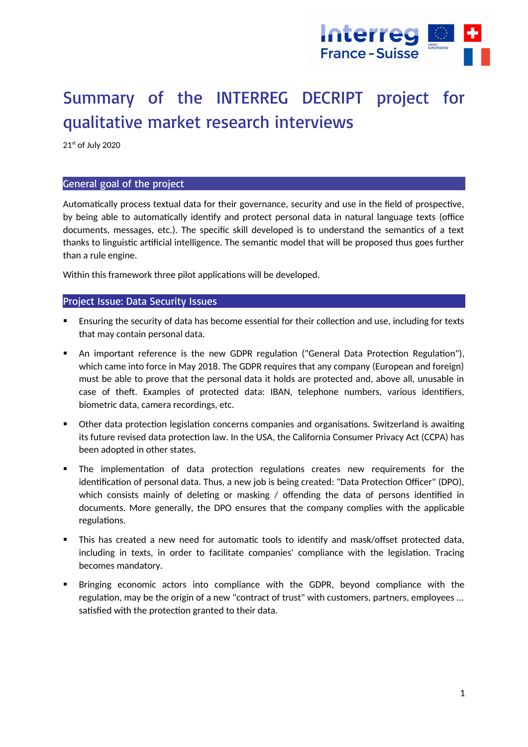# Summary of the INTERREG DECRIPT project for qualitative market research interviews

21st of July 2020

## General goal of the project

Automatically process textual data for their governance, security and use in the field of prospective, by being able to automatically identify and protect personal data in natural language texts (office documents, messages, etc.). The specific skill developed is to understand the semantics of a text thanks to linguistic artificial intelligence. The semantic model that will be proposed thus goes further than a rule engine.

Within this framework three pilot applications will be developed.

## Project Issue: Data Security Issues

- Ensuring the security of data has become essential for their collection and use, including for texts that may contain personal data.
- An important reference is the new GDPR regulation ("General Data Protection Regulation"), which came into force in May 2018. The GDPR requires that any company (European and foreign) must be able to prove that the personal data it holds are protected and, above all, unusable in case of theft. Examples of protected data: IBAN, telephone numbers, various identifiers, biometric data, camera recordings, etc.
- Other data protection legislation concerns companies and organisations. Switzerland is awaiting its future revised data protection law. In the USA, the California Consumer Privacy Act (CCPA) has been adopted in other states.
- The implementation of data protection regulations creates new requirements for the identification of personal data. Thus, a new job is being created: "Data Protection Officer" (DPO), which consists mainly of deleting or masking / offending the data of persons identified in documents. More generally, the DPO ensures that the company complies with the applicable regulations.
- This has created a new need for automatic tools to identify and mask/offset protected data, including in texts, in order to facilitate companies' compliance with the legislation. Tracing becomes mandatory.
- Bringing economic actors into compliance with the GDPR, beyond compliance with the regulation, may be the origin of a new "contract of trust" with customers, partners, employees ... satisfied with the protection granted to their data.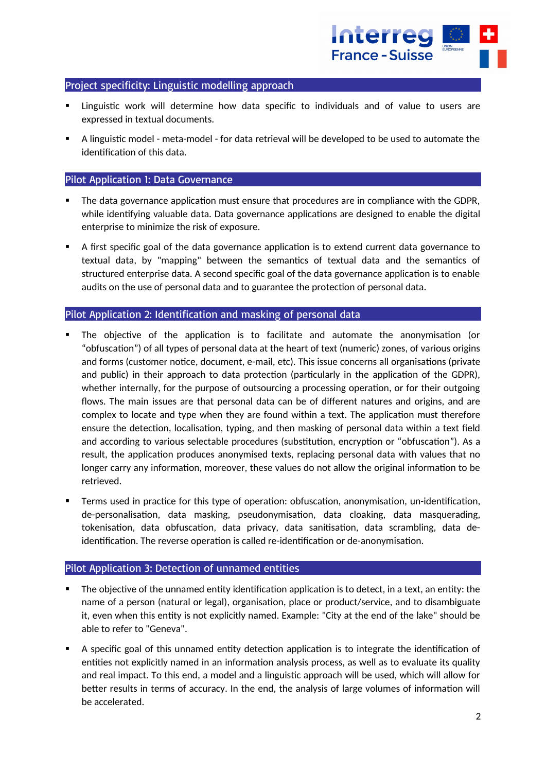## Project specificity: Linguistic modelling approach

- Linguistic work will determine how data specific to individuals and of value to users are expressed in textual documents.
- A linguistic model - meta-model - for data retrieval will be developed to be used to automate the identification of this data.

## Pilot Application 1: Data Governance

- The data governance application must ensure that procedures are in compliance with the GDPR, while identifying valuable data. Data governance applications are designed to enable the digital enterprise to minimize the risk of exposure.
- A first specific goal of the data governance application is to extend current data governance to textual data, by "mapping" between the semantics of textual data and the semantics of structured enterprise data. A second specific goal of the data governance application is to enable audits on the use of personal data and to guarantee the protection of personal data.

## Pilot Application 2: Identification and masking of personal data

- The objective of the application is to facilitate and automate the anonymisation (or "obfuscation") of all types of personal data at the heart of text (numeric) zones, of various origins and forms (customer notice, document, e-mail, etc). This issue concerns all organisations (private and public) in their approach to data protection (particularly in the application of the GDPR), whether internally, for the purpose of outsourcing a processing operation, or for their outgoing flows. The main issues are that personal data can be of different natures and origins, and are complex to locate and type when they are found within a text. The application must therefore ensure the detection, localisation, typing, and then masking of personal data within a text field and according to various selectable procedures (substitution, encryption or "obfuscation"). As a result, the application produces anonymised texts, replacing personal data with values that no longer carry any information, moreover, these values do not allow the original information to be retrieved.
- Terms used in practice for this type of operation: obfuscation, anonymisation, un-identification, de-personalisation, data masking, pseudonymisation, data cloaking, data masquerading, tokenisation, data obfuscation, data privacy, data sanitisation, data scrambling, data de-identification. The reverse operation is called re-identification or de-anonymisation.

## Pilot Application 3: Detection of unnamed entities

- The objective of the unnamed entity identification application is to detect, in a text, an entity: the name of a person (natural or legal), organisation, place or product/service, and to disambiguate it, even when this entity is not explicitly named. Example: "City at the end of the lake" should be able to refer to "Geneva".
- A specific goal of this unnamed entity detection application is to integrate the identification of entities not explicitly named in an information analysis process, as well as to evaluate its quality and real impact. To this end, a model and a linguistic approach will be used, which will allow for better results in terms of accuracy. In the end, the analysis of large volumes of information will be accelerated.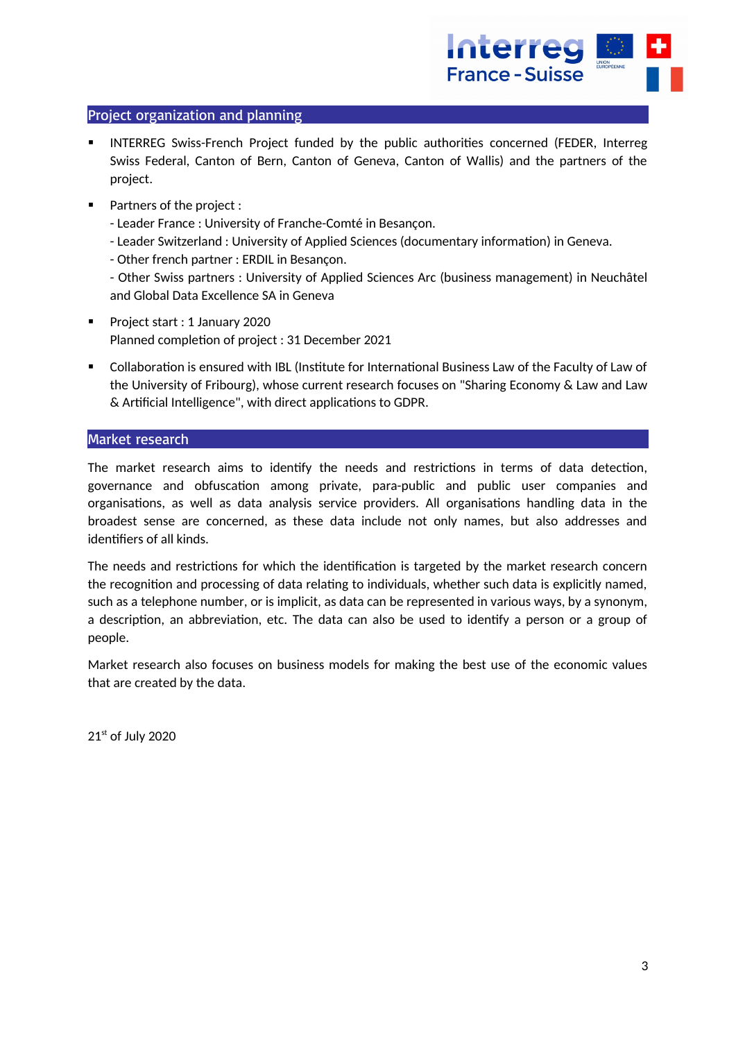## Project organization and planning

- INTERREG Swiss-French Project funded by the public authorities concerned (FEDER, Interreg Swiss Federal, Canton of Bern, Canton of Geneva, Canton of Wallis) and the partners of the project.
- Partners of the project :
  - Leader France : University of Franche-Comté in Besançon.
  - Leader Switzerland : University of Applied Sciences (documentary information) in Geneva.
  - Other french partner : ERDIL in Besançon.
  - Other Swiss partners : University of Applied Sciences Arc (business management) in Neuchâtel and Global Data Excellence SA in Geneva
- Project start : 1 January 2020
  Planned completion of project : 31 December 2021
- Collaboration is ensured with IBL (Institute for International Business Law of the Faculty of Law of the University of Fribourg), whose current research focuses on "Sharing Economy & Law and Law & Artificial Intelligence", with direct applications to GDPR.

## Market research

The market research aims to identify the needs and restrictions in terms of data detection, governance and obfuscation among private, para-public and public user companies and organisations, as well as data analysis service providers. All organisations handling data in the broadest sense are concerned, as these data include not only names, but also addresses and identifiers of all kinds.

The needs and restrictions for which the identification is targeted by the market research concern the recognition and processing of data relating to individuals, whether such data is explicitly named, such as a telephone number, or is implicit, as data can be represented in various ways, by a synonym, a description, an abbreviation, etc. The data can also be used to identify a person or a group of people.

Market research also focuses on business models for making the best use of the economic values that are created by the data.

21st of July 2020